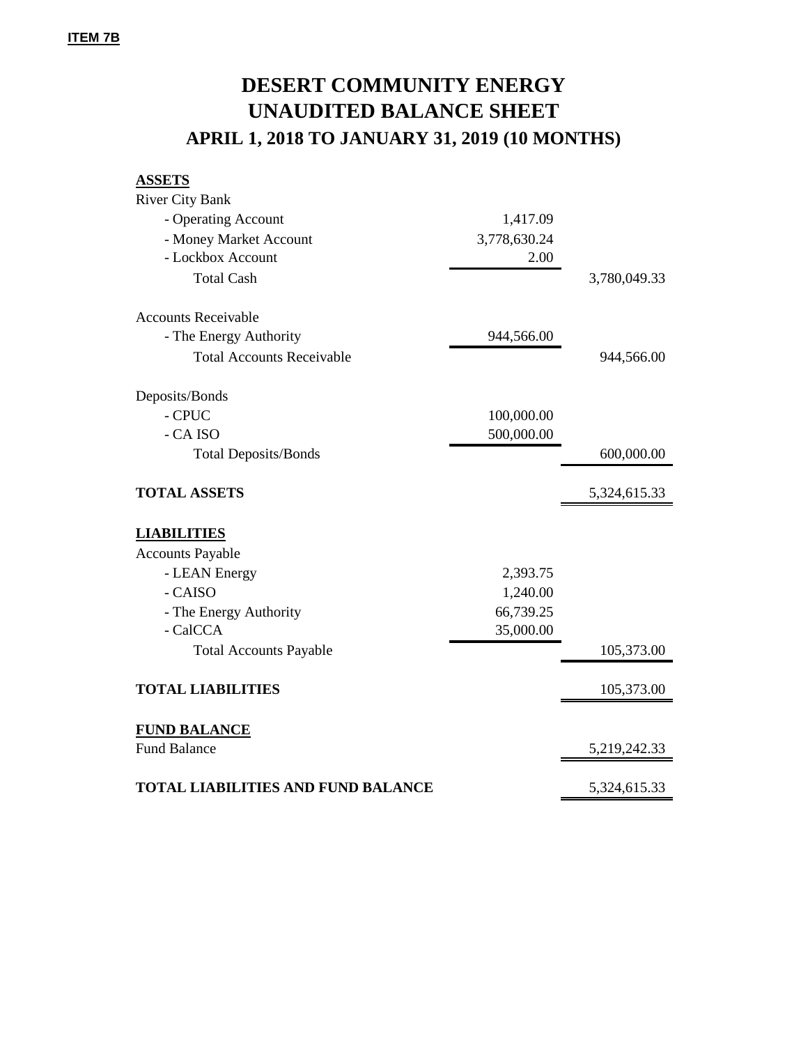**ITEM 7B**

# DESERT COMMUNITY ENERGY
# UNAUDITED BALANCE SHEET
## APRIL 1, 2018 TO JANUARY 31, 2019 (10 MONTHS)

| | | |
|---|---|---|
| **ASSETS** | | |
| River City Bank | | |
| - Operating Account | 1,417.09 | |
| - Money Market Account | 3,778,630.24 | |
| - Lockbox Account | 2.00 | |
| Total Cash | | 3,780,049.33 |
| | | |
| Accounts Receivable | | |
| - The Energy Authority | 944,566.00 | |
| Total Accounts Receivable | | 944,566.00 |
| | | |
| Deposits/Bonds | | |
| - CPUC | 100,000.00 | |
| - CA ISO | 500,000.00 | |
| Total Deposits/Bonds | | 600,000.00 |
| | | |
| **TOTAL ASSETS** | | 5,324,615.33 |
| | | |
| **LIABILITIES** | | |
| Accounts Payable | | |
| - LEAN Energy | 2,393.75 | |
| - CAISO | 1,240.00 | |
| - The Energy Authority | 66,739.25 | |
| - CalCCA | 35,000.00 | |
| Total Accounts Payable | | 105,373.00 |
| | | |
| **TOTAL LIABILITIES** | | 105,373.00 |
| | | |
| **FUND BALANCE** | | |
| Fund Balance | | 5,219,242.33 |
| | | |
| **TOTAL LIABILITIES AND FUND BALANCE** | | 5,324,615.33 |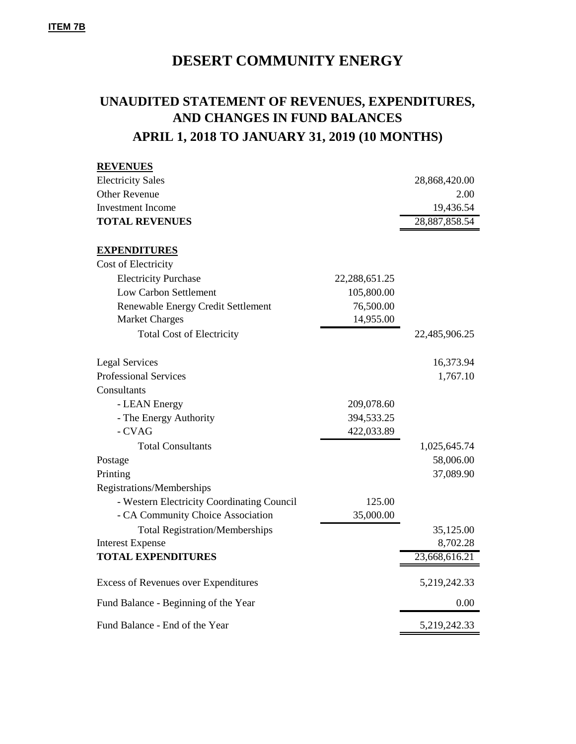**ITEM 7B**

# DESERT COMMUNITY ENERGY

## UNAUDITED STATEMENT OF REVENUES, EXPENDITURES, AND CHANGES IN FUND BALANCES

## APRIL 1, 2018 TO JANUARY 31, 2019 (10 MONTHS)

| | | |
|---|---|---|
| **REVENUES** | | |
| Electricity Sales | | 28,868,420.00 |
| Other Revenue | | 2.00 |
| Investment Income | | 19,436.54 |
| **TOTAL REVENUES** | | 28,887,858.54 |
| | | |
| **EXPENDITURES** | | |
| Cost of Electricity | | |
| Electricity Purchase | 22,288,651.25 | |
| Low Carbon Settlement | 105,800.00 | |
| Renewable Energy Credit Settlement | 76,500.00 | |
| Market Charges | 14,955.00 | |
| Total Cost of Electricity | | 22,485,906.25 |
| | | |
| Legal Services | | 16,373.94 |
| Professional Services | | 1,767.10 |
| Consultants | | |
| - LEAN Energy | 209,078.60 | |
| - The Energy Authority | 394,533.25 | |
| - CVAG | 422,033.89 | |
| Total Consultants | | 1,025,645.74 |
| Postage | | 58,006.00 |
| Printing | | 37,089.90 |
| Registrations/Memberships | | |
| - Western Electricity Coordinating Council | 125.00 | |
| - CA Community Choice Association | 35,000.00 | |
| Total Registration/Memberships | | 35,125.00 |
| Interest Expense | | 8,702.28 |
| **TOTAL EXPENDITURES** | | 23,668,616.21 |
| | | |
| Excess of Revenues over Expenditures | | 5,219,242.33 |
| Fund Balance - Beginning of the Year | | 0.00 |
| Fund Balance - End of the Year | | 5,219,242.33 |